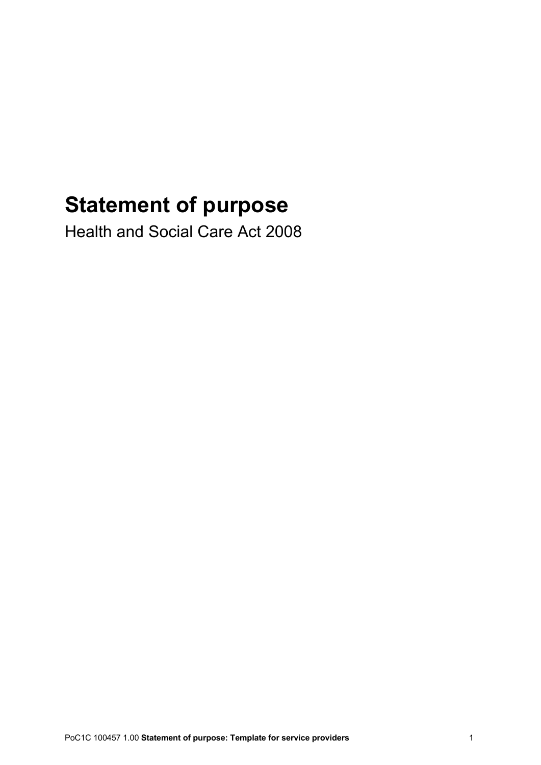# Statement of purpose

Health and Social Care Act 2008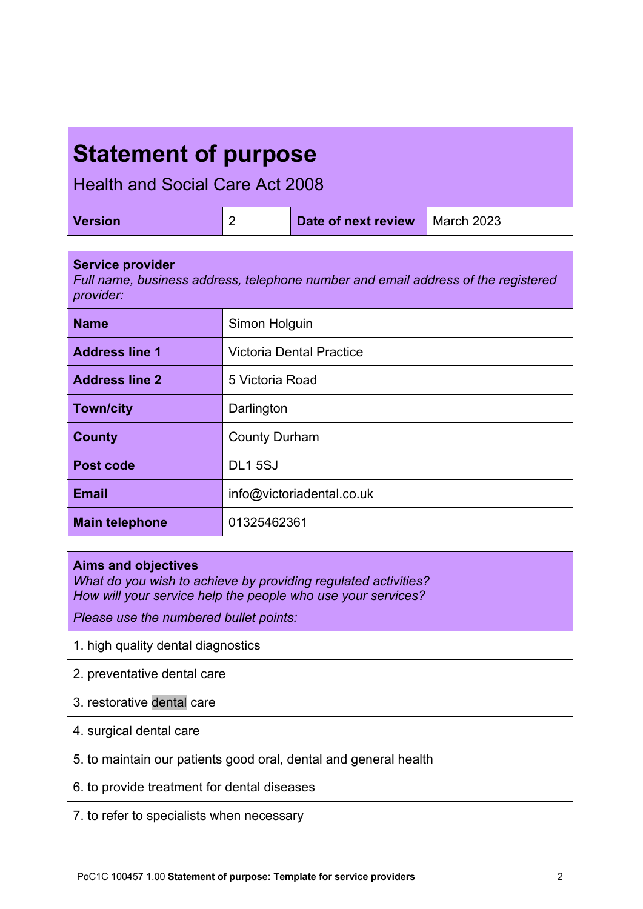# Statement of purpose

Health and Social Care Act 2008

| **Version** | 2 | **Date of next review** | March 2023 |
|---|---|---|---|

| **Service provider**<br>*Full name, business address, telephone number and email address of the registered provider:* | |
|---|---|
| **Name** | Simon Holguin |
| **Address line 1** | Victoria Dental Practice |
| **Address line 2** | 5 Victoria Road |
| **Town/city** | Darlington |
| **County** | County Durham |
| **Post code** | DL1 5SJ |
| **Email** | info@victoriadental.co.uk |
| **Main telephone** | 01325462361 |

| **Aims and objectives**<br>*What do you wish to achieve by providing regulated activities?*<br>*How will your service help the people who use your services?*<br>*Please use the numbered bullet points:* |
|---|
| 1. high quality dental diagnostics |
| 2. preventative dental care |
| 3. restorative dental care |
| 4. surgical dental care |
| 5. to maintain our patients good oral, dental and general health |
| 6. to provide treatment for dental diseases |
| 7. to refer to specialists when necessary |

PoC1C 100457 1.00 **Statement of purpose: Template for service providers**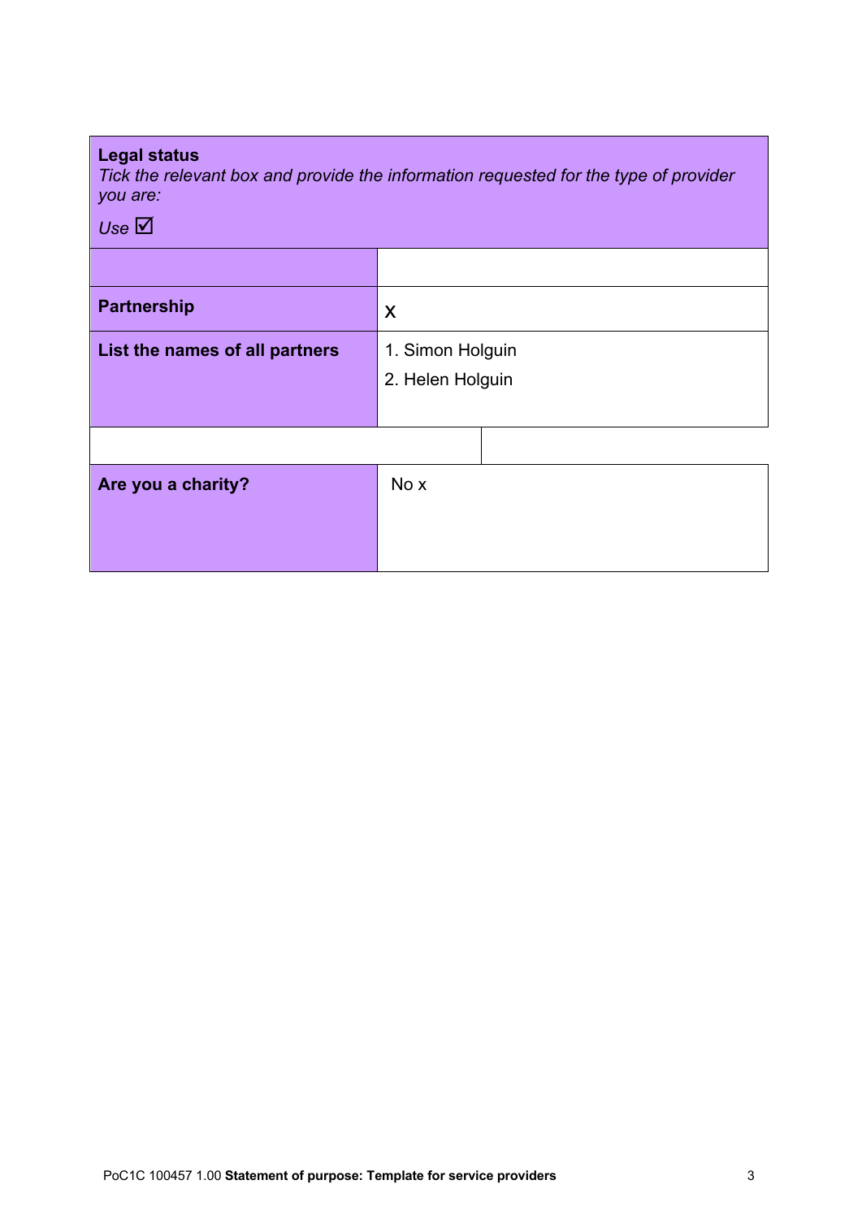| **Legal status**<br>*Tick the relevant box and provide the information requested for the type of provider you are:*<br>*Use ☑* | |
|---|---|
| | |
| **Partnership** | X |
| **List the names of all partners** | 1. Simon Holguin<br>2. Helen Holguin |
| | |
| **Are you a charity?** | No x |